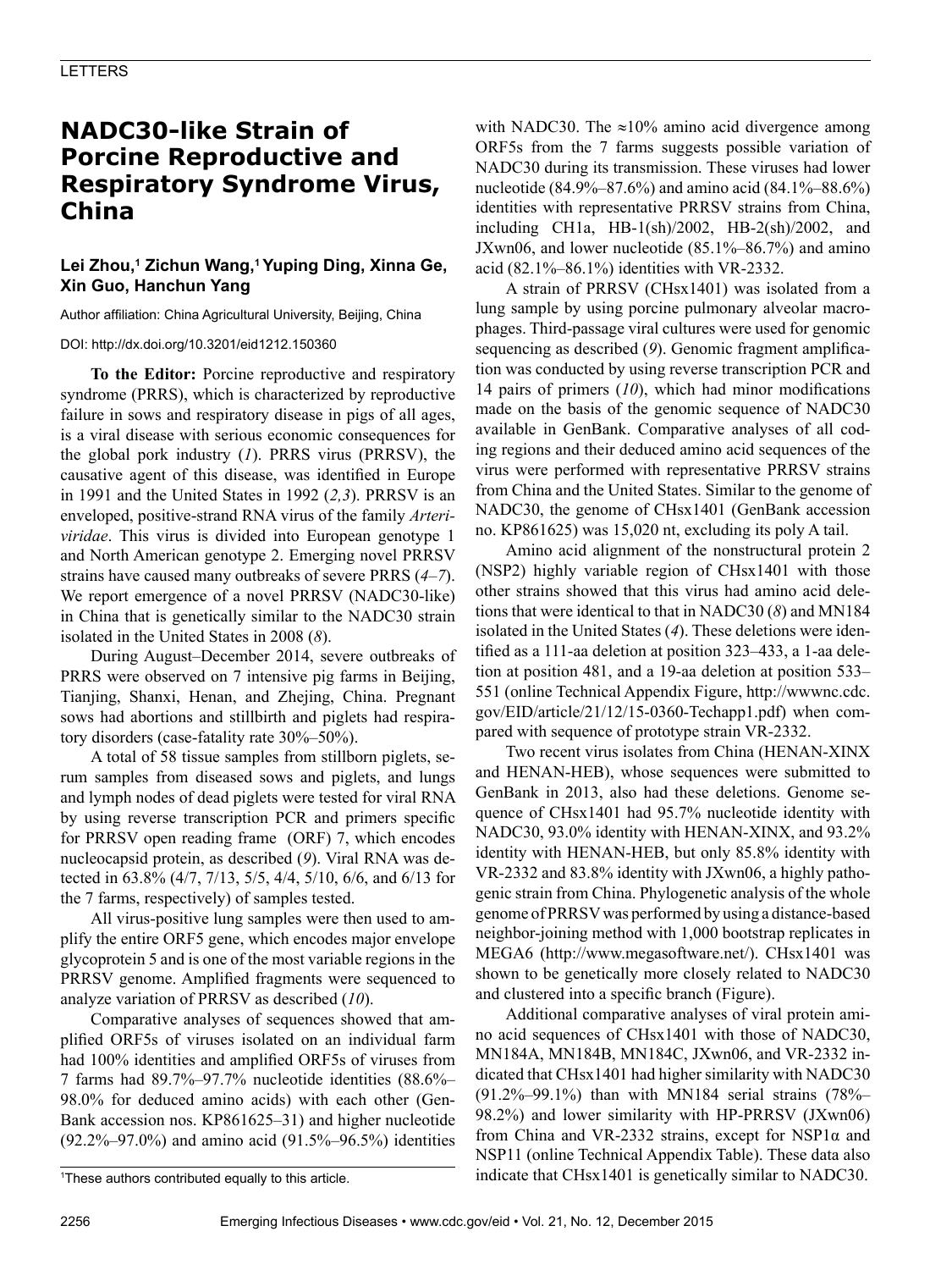LETTERS

# NADC30-like Strain of Porcine Reproductive and Respiratory Syndrome Virus, China

**Lei Zhou,[1] Zichun Wang,[1] Yuping Ding, Xinna Ge, Xin Guo, Hanchun Yang**

Author affiliation: China Agricultural University, Beijing, China

DOI: http://dx.doi.org/10.3201/eid1212.150360

**To the Editor:** Porcine reproductive and respiratory syndrome (PRRS), which is characterized by reproductive failure in sows and respiratory disease in pigs of all ages, is a viral disease with serious economic consequences for the global pork industry (*1*). PRRS virus (PRRSV), the causative agent of this disease, was identified in Europe in 1991 and the United States in 1992 (*2,3*). PRRSV is an enveloped, positive-strand RNA virus of the family *Arteriviridae*. This virus is divided into European genotype 1 and North American genotype 2. Emerging novel PRRSV strains have caused many outbreaks of severe PRRS (*4–7*). We report emergence of a novel PRRSV (NADC30-like) in China that is genetically similar to the NADC30 strain isolated in the United States in 2008 (*8*).

During August–December 2014, severe outbreaks of PRRS were observed on 7 intensive pig farms in Beijing, Tianjing, Shanxi, Henan, and Zhejing, China. Pregnant sows had abortions and stillbirth and piglets had respiratory disorders (case-fatality rate 30%–50%).

A total of 58 tissue samples from stillborn piglets, serum samples from diseased sows and piglets, and lungs and lymph nodes of dead piglets were tested for viral RNA by using reverse transcription PCR and primers specific for PRRSV open reading frame (ORF) 7, which encodes nucleocapsid protein, as described (*9*). Viral RNA was detected in 63.8% (4/7, 7/13, 5/5, 4/4, 5/10, 6/6, and 6/13 for the 7 farms, respectively) of samples tested.

All virus-positive lung samples were then used to amplify the entire ORF5 gene, which encodes major envelope glycoprotein 5 and is one of the most variable regions in the PRRSV genome. Amplified fragments were sequenced to analyze variation of PRRSV as described (*10*).

Comparative analyses of sequences showed that amplified ORF5s of viruses isolated on an individual farm had 100% identities and amplified ORF5s of viruses from 7 farms had 89.7%–97.7% nucleotide identities (88.6%–98.0% for deduced amino acids) with each other (GenBank accession nos. KP861625–31) and higher nucleotide (92.2%–97.0%) and amino acid (91.5%–96.5%) identities with NADC30. The ≈10% amino acid divergence among ORF5s from the 7 farms suggests possible variation of NADC30 during its transmission. These viruses had lower nucleotide (84.9%–87.6%) and amino acid (84.1%–88.6%) identities with representative PRRSV strains from China, including CH1a, HB-1(sh)/2002, HB-2(sh)/2002, and JXwn06, and lower nucleotide (85.1%–86.7%) and amino acid (82.1%–86.1%) identities with VR-2332.

A strain of PRRSV (CHsx1401) was isolated from a lung sample by using porcine pulmonary alveolar macrophages. Third-passage viral cultures were used for genomic sequencing as described (*9*). Genomic fragment amplification was conducted by using reverse transcription PCR and 14 pairs of primers (*10*), which had minor modifications made on the basis of the genomic sequence of NADC30 available in GenBank. Comparative analyses of all coding regions and their deduced amino acid sequences of the virus were performed with representative PRRSV strains from China and the United States. Similar to the genome of NADC30, the genome of CHsx1401 (GenBank accession no. KP861625) was 15,020 nt, excluding its poly A tail.

Amino acid alignment of the nonstructural protein 2 (NSP2) highly variable region of CHsx1401 with those other strains showed that this virus had amino acid deletions that were identical to that in NADC30 (*8*) and MN184 isolated in the United States (*4*). These deletions were identified as a 111-aa deletion at position 323–433, a 1-aa deletion at position 481, and a 19-aa deletion at position 533–551 (online Technical Appendix Figure, http://wwwnc.cdc.gov/EID/article/21/12/15-0360-Techapp1.pdf) when compared with sequence of prototype strain VR-2332.

Two recent virus isolates from China (HENAN-XINX and HENAN-HEB), whose sequences were submitted to GenBank in 2013, also had these deletions. Genome sequence of CHsx1401 had 95.7% nucleotide identity with NADC30, 93.0% identity with HENAN-XINX, and 93.2% identity with HENAN-HEB, but only 85.8% identity with VR-2332 and 83.8% identity with JXwn06, a highly pathogenic strain from China. Phylogenetic analysis of the whole genome of PRRSV was performed by using a distance-based neighbor-joining method with 1,000 bootstrap replicates in MEGA6 (http://www.megasoftware.net/). CHsx1401 was shown to be genetically more closely related to NADC30 and clustered into a specific branch (Figure).

Additional comparative analyses of viral protein amino acid sequences of CHsx1401 with those of NADC30, MN184A, MN184B, MN184C, JXwn06, and VR-2332 indicated that CHsx1401 had higher similarity with NADC30 (91.2%–99.1%) than with MN184 serial strains (78%–98.2%) and lower similarity with HP-PRRSV (JXwn06) from China and VR-2332 strains, except for NSP1α and NSP11 (online Technical Appendix Table). These data also indicate that CHsx1401 is genetically similar to NADC30.

[1]These authors contributed equally to this article.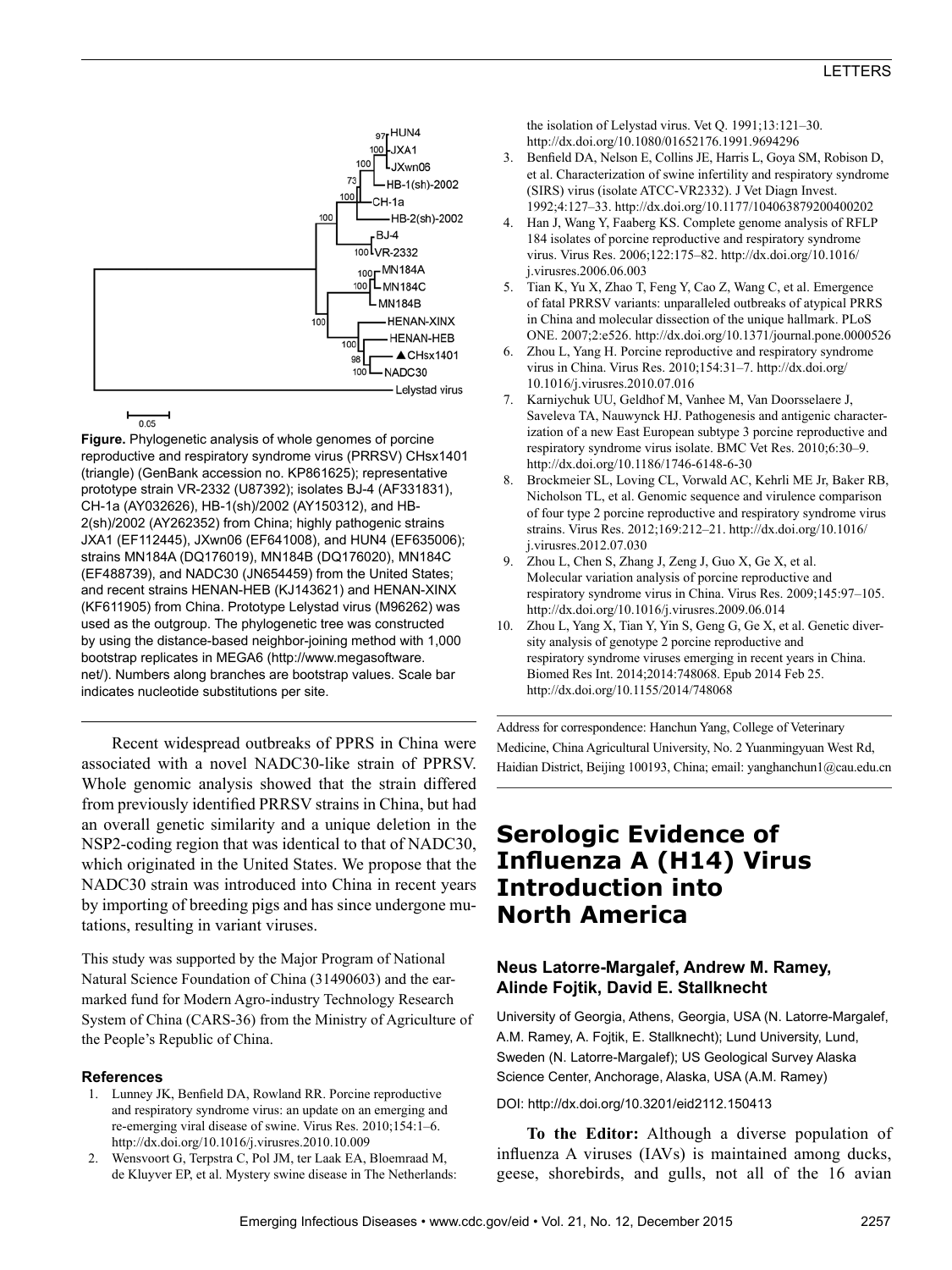97 HUN4
100 JXA1
100 JXwn06
73 HB-1(sh)-2002
100 CH-1a
100 HB-2(sh)-2002
BJ-4
100 VR-2332
100 MN184A
100 MN184C
MN184B
100 HENAN-XINX
HENAN-HEB
100
98 ▲CHsx1401
100 NADC30
Lelystad virus
0.05

**Figure.** Phylogenetic analysis of whole genomes of porcine reproductive and respiratory syndrome virus (PRRSV) CHsx1401 (triangle) (GenBank accession no. KP861625); representative prototype strain VR-2332 (U87392); isolates BJ-4 (AF331831), CH-1a (AY032626), HB-1(sh)/2002 (AY150312), and HB-2(sh)/2002 (AY262352) from China; highly pathogenic strains JXA1 (EF112445), JXwn06 (EF641008), and HUN4 (EF635006); strains MN184A (DQ176019), MN184B (DQ176020), MN184C (EF488739), and NADC30 (JN654459) from the United States; and recent strains HENAN-HEB (KJ143621) and HENAN-XINX (KF611905) from China. Prototype Lelystad virus (M96262) was used as the outgroup. The phylogenetic tree was constructed by using the distance-based neighbor-joining method with 1,000 bootstrap replicates in MEGA6 (http://www.megasoftware.net/). Numbers along branches are bootstrap values. Scale bar indicates nucleotide substitutions per site.

Recent widespread outbreaks of PPRS in China were associated with a novel NADC30-like strain of PPRSV. Whole genomic analysis showed that the strain differed from previously identified PRRSV strains in China, but had an overall genetic similarity and a unique deletion in the NSP2-coding region that was identical to that of NADC30, which originated in the United States. We propose that the NADC30 strain was introduced into China in recent years by importing of breeding pigs and has since undergone mutations, resulting in variant viruses.

This study was supported by the Major Program of National Natural Science Foundation of China (31490603) and the earmarked fund for Modern Agro-industry Technology Research System of China (CARS-36) from the Ministry of Agriculture of the People's Republic of China.

### References

1. Lunney JK, Benfield DA, Rowland RR. Porcine reproductive and respiratory syndrome virus: an update on an emerging and re-emerging viral disease of swine. Virus Res. 2010;154:1–6. http://dx.doi.org/10.1016/j.virusres.2010.10.009
2. Wensvoort G, Terpstra C, Pol JM, ter Laak EA, Bloemraad M, de Kluyver EP, et al. Mystery swine disease in The Netherlands: the isolation of Lelystad virus. Vet Q. 1991;13:121–30. http://dx.doi.org/10.1080/01652176.1991.9694296
3. Benfield DA, Nelson E, Collins JE, Harris L, Goya SM, Robison D, et al. Characterization of swine infertility and respiratory syndrome (SIRS) virus (isolate ATCC-VR2332). J Vet Diagn Invest. 1992;4:127–33. http://dx.doi.org/10.1177/104063879200400202
4. Han J, Wang Y, Faaberg KS. Complete genome analysis of RFLP 184 isolates of porcine reproductive and respiratory syndrome virus. Virus Res. 2006;122:175–82. http://dx.doi.org/10.1016/j.virusres.2006.06.003
5. Tian K, Yu X, Zhao T, Feng Y, Cao Z, Wang C, et al. Emergence of fatal PRRSV variants: unparalleled outbreaks of atypical PRRS in China and molecular dissection of the unique hallmark. PLoS ONE. 2007;2:e526. http://dx.doi.org/10.1371/journal.pone.0000526
6. Zhou L, Yang H. Porcine reproductive and respiratory syndrome virus in China. Virus Res. 2010;154:31–7. http://dx.doi.org/10.1016/j.virusres.2010.07.016
7. Karniychuk UU, Geldhof M, Vanhee M, Van Doorsselaere J, Saveleva TA, Nauwynck HJ. Pathogenesis and antigenic characterization of a new East European subtype 3 porcine reproductive and respiratory syndrome virus isolate. BMC Vet Res. 2010;6:30–9. http://dx.doi.org/10.1186/1746-6148-6-30
8. Brockmeier SL, Loving CL, Vorwald AC, Kehrli ME Jr, Baker RB, Nicholson TL, et al. Genomic sequence and virulence comparison of four type 2 porcine reproductive and respiratory syndrome virus strains. Virus Res. 2012;169:212–21. http://dx.doi.org/10.1016/j.virusres.2012.07.030
9. Zhou L, Chen S, Zhang J, Zeng J, Guo X, Ge X, et al. Molecular variation analysis of porcine reproductive and respiratory syndrome virus in China. Virus Res. 2009;145:97–105. http://dx.doi.org/10.1016/j.virusres.2009.06.014
10. Zhou L, Yang X, Tian Y, Yin S, Geng G, Ge X, et al. Genetic diversity analysis of genotype 2 porcine reproductive and respiratory syndrome viruses emerging in recent years in China. Biomed Res Int. 2014;2014:748068. Epub 2014 Feb 25. http://dx.doi.org/10.1155/2014/748068

Address for correspondence: Hanchun Yang, College of Veterinary Medicine, China Agricultural University, No. 2 Yuanmingyuan West Rd, Haidian District, Beijing 100193, China; email: yanghanchun1@cau.edu.cn

# Serologic Evidence of Influenza A (H14) Virus Introduction into North America

**Neus Latorre-Margalef, Andrew M. Ramey, Alinde Fojtik, David E. Stallknecht**

University of Georgia, Athens, Georgia, USA (N. Latorre-Margalef, A.M. Ramey, A. Fojtik, E. Stallknecht); Lund University, Lund, Sweden (N. Latorre-Margalef); US Geological Survey Alaska Science Center, Anchorage, Alaska, USA (A.M. Ramey)

DOI: http://dx.doi.org/10.3201/eid2112.150413

**To the Editor:** Although a diverse population of influenza A viruses (IAVs) is maintained among ducks, geese, shorebirds, and gulls, not all of the 16 avian